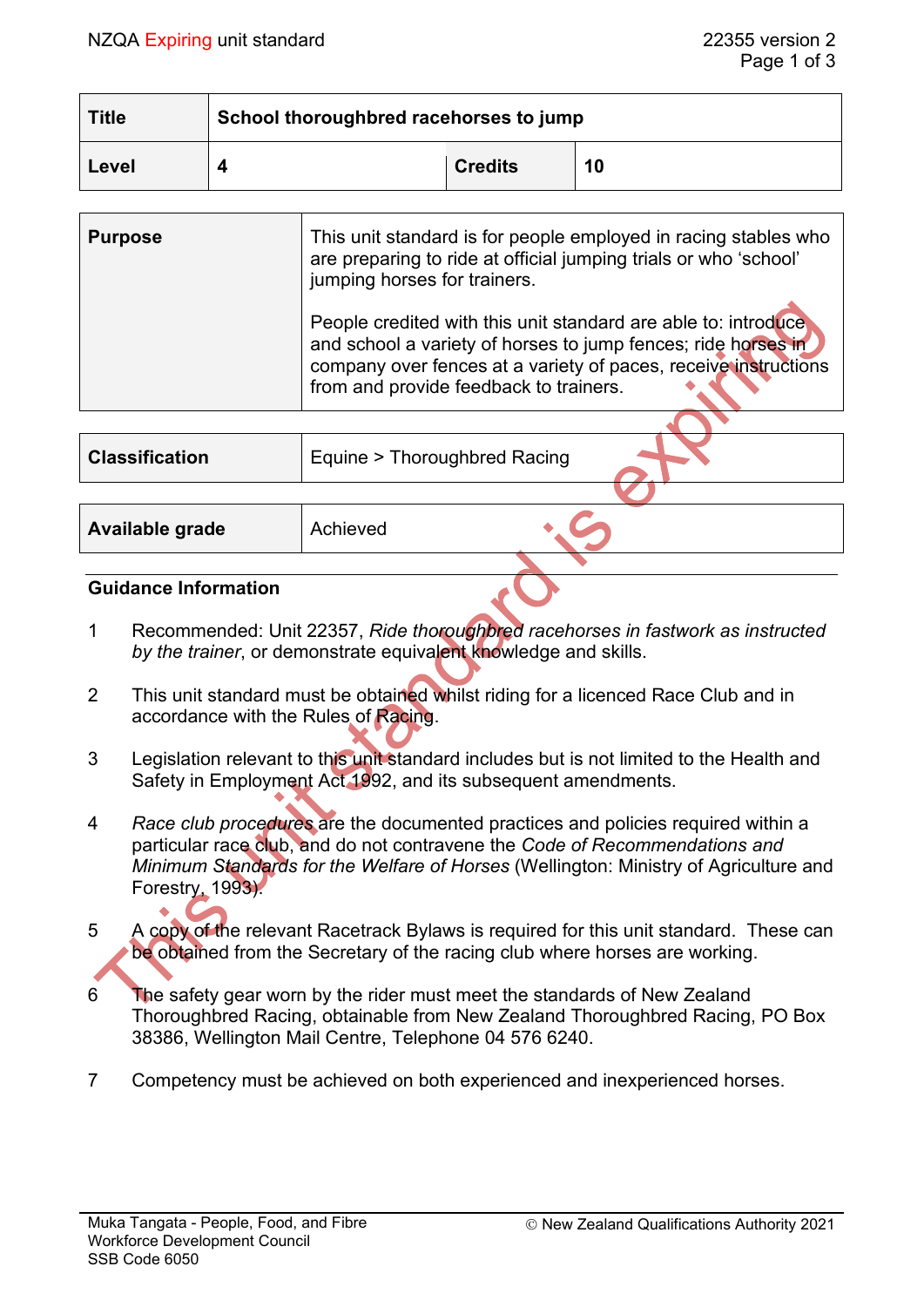| Title | School thoroughbred racehorses to jump | | |
|---|---|---|---|
| Level | 4 | Credits | 10 |

| Purpose | This unit standard is for people employed in racing stables who are preparing to ride at official jumping trials or who 'school' jumping horses for trainers.<br><br>People credited with this unit standard are able to: introduce and school a variety of horses to jump fences; ride horses in company over fences at a variety of paces, receive instructions from and provide feedback to trainers. |
|---|---|

| Classification | Equine > Thoroughbred Racing |
|---|---|

| Available grade | Achieved |
|---|---|

**Guidance Information**

1 Recommended: Unit 22357, *Ride thoroughbred racehorses in fastwork as instructed by the trainer*, or demonstrate equivalent knowledge and skills.

2 This unit standard must be obtained whilst riding for a licenced Race Club and in accordance with the Rules of Racing.

3 Legislation relevant to this unit standard includes but is not limited to the Health and Safety in Employment Act 1992, and its subsequent amendments.

4 *Race club procedures* are the documented practices and policies required within a particular race club, and do not contravene the *Code of Recommendations and Minimum Standards for the Welfare of Horses* (Wellington: Ministry of Agriculture and Forestry, 1993).

5 A copy of the relevant Racetrack Bylaws is required for this unit standard. These can be obtained from the Secretary of the racing club where horses are working.

6 The safety gear worn by the rider must meet the standards of New Zealand Thoroughbred Racing, obtainable from New Zealand Thoroughbred Racing, PO Box 38386, Wellington Mail Centre, Telephone 04 576 6240.

7 Competency must be achieved on both experienced and inexperienced horses.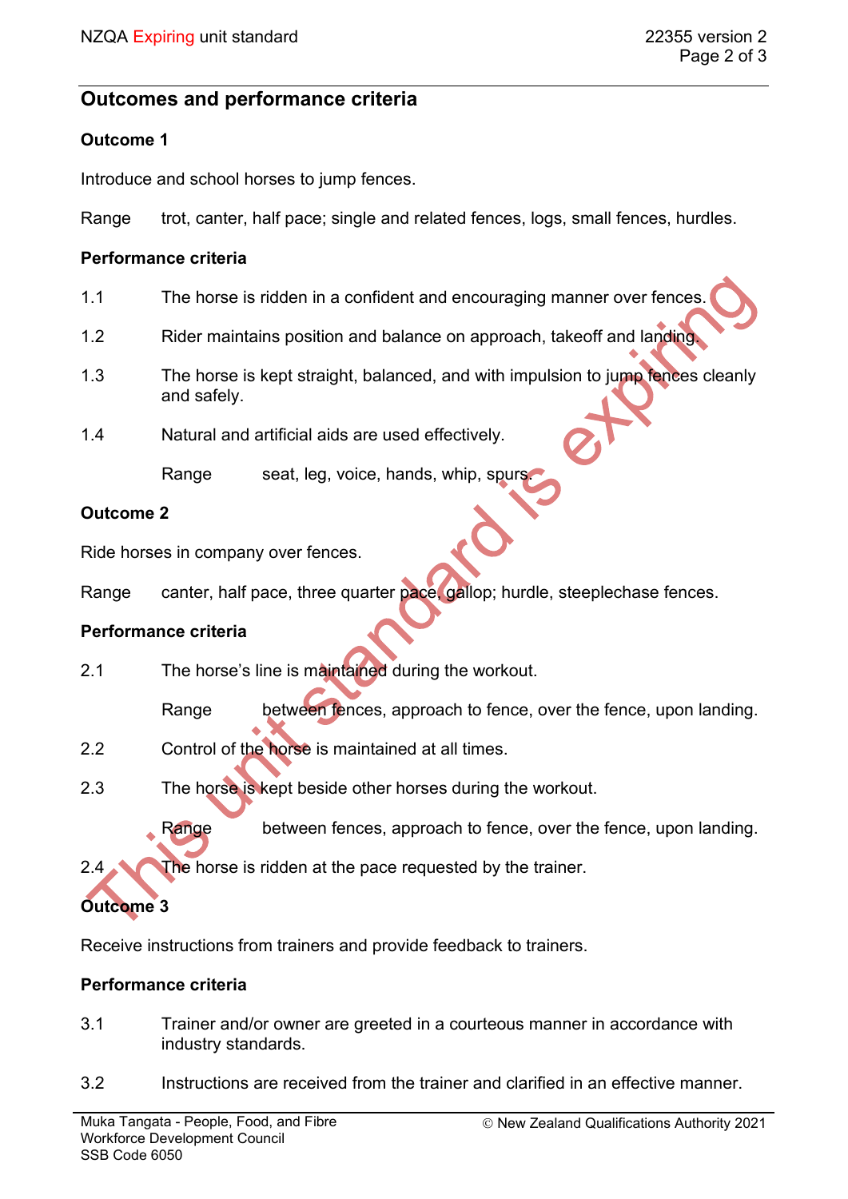## Outcomes and performance criteria

### Outcome 1

Introduce and school horses to jump fences.

Range trot, canter, half pace; single and related fences, logs, small fences, hurdles.

#### Performance criteria

1.1 The horse is ridden in a confident and encouraging manner over fences.

1.2 Rider maintains position and balance on approach, takeoff and landing.

1.3 The horse is kept straight, balanced, and with impulsion to jump fences cleanly and safely.

1.4 Natural and artificial aids are used effectively.

Range seat, leg, voice, hands, whip, spurs.

### Outcome 2

Ride horses in company over fences.

Range canter, half pace, three quarter pace, gallop; hurdle, steeplechase fences.

#### Performance criteria

2.1 The horse's line is maintained during the workout.

Range between fences, approach to fence, over the fence, upon landing.

2.2 Control of the horse is maintained at all times.

2.3 The horse is kept beside other horses during the workout.

Range between fences, approach to fence, over the fence, upon landing.

2.4 The horse is ridden at the pace requested by the trainer.

### Outcome 3

Receive instructions from trainers and provide feedback to trainers.

#### Performance criteria

3.1 Trainer and/or owner are greeted in a courteous manner in accordance with industry standards.

3.2 Instructions are received from the trainer and clarified in an effective manner.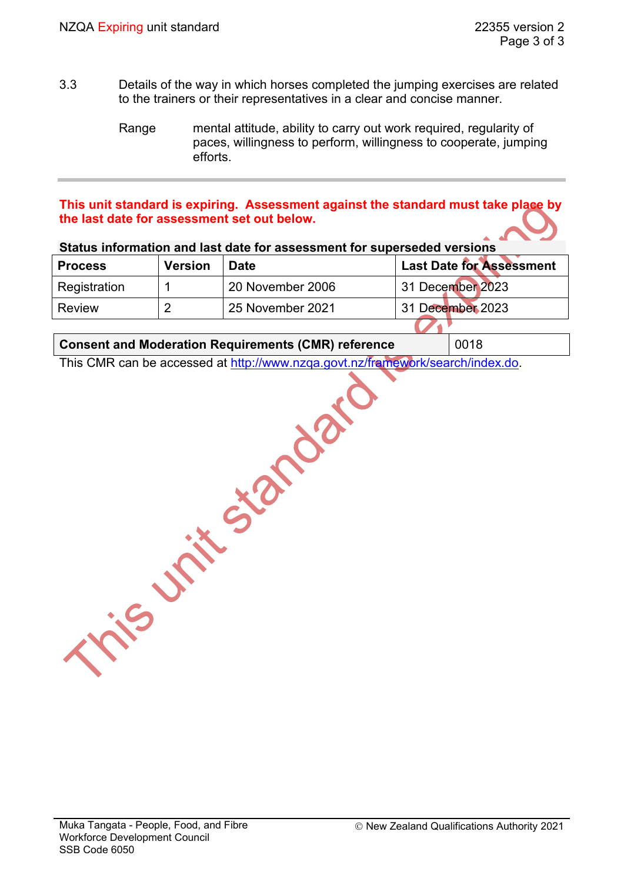3.3 Details of the way in which horses completed the jumping exercises are related to the trainers or their representatives in a clear and concise manner.

Range mental attitude, ability to carry out work required, regularity of paces, willingness to perform, willingness to cooperate, jumping efforts.

---

**This unit standard is expiring. Assessment against the standard must take place by the last date for assessment set out below.**

**Status information and last date for assessment for superseded versions**

| Process | Version | Date | Last Date for Assessment |
|---|---|---|---|
| Registration | 1 | 20 November 2006 | 31 December 2023 |
| Review | 2 | 25 November 2021 | 31 December 2023 |

| **Consent and Moderation Requirements (CMR) reference** | 0018 |
|---|---|

This CMR can be accessed at http://www.nzqa.govt.nz/framework/search/index.do.

This unit standard is expiring

Muka Tangata - People, Food, and Fibre Workforce Development Council
SSB Code 6050

© New Zealand Qualifications Authority 2021